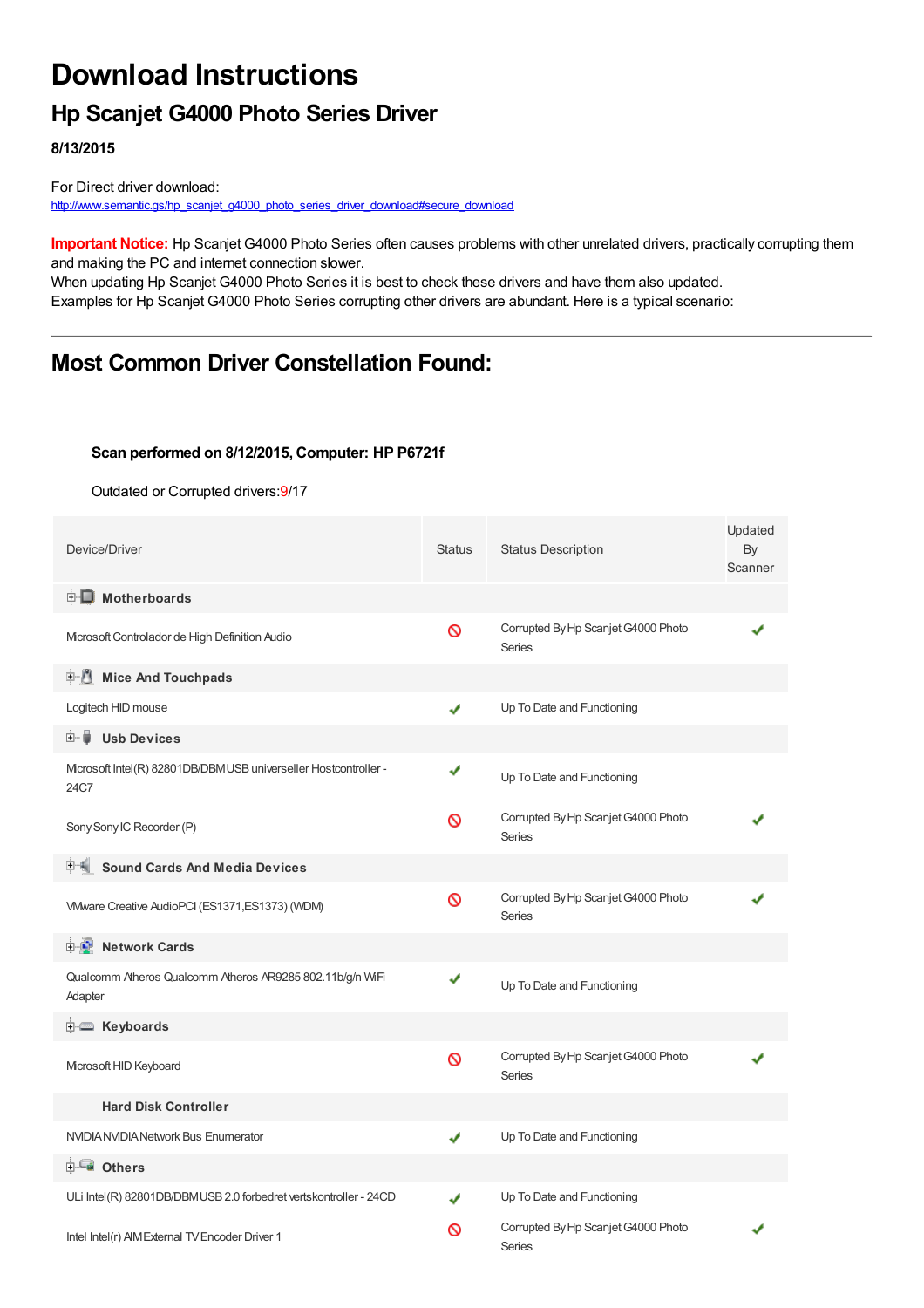# Download Instructions

## Hp Scanjet G4000 Photo Series Driver

**8/13/2015**

For Direct driver download:
http://www.semantic.gs/hp_scanjet_g4000_photo_series_driver_download#secure_download

**Important Notice:** Hp Scanjet G4000 Photo Series often causes problems with other unrelated drivers, practically corrupting them and making the PC and internet connection slower.
When updating Hp Scanjet G4000 Photo Series it is best to check these drivers and have them also updated.
Examples for Hp Scanjet G4000 Photo Series corrupting other drivers are abundant. Here is a typical scenario:

---

## Most Common Driver Constellation Found:

**Scan performed on 8/12/2015, Computer: HP P6721f**

Outdated or Corrupted drivers:9/17

| Device/Driver | Status | Status Description | Updated By Scanner |
|---|---|---|---|
| **Motherboards** | | | |
| Microsoft Controlador de High Definition Audio | ⊘ | Corrupted By Hp Scanjet G4000 Photo Series | ✔ |
| **Mice And Touchpads** | | | |
| Logitech HID mouse | ✔ | Up To Date and Functioning | |
| **Usb Devices** | | | |
| Microsoft Intel(R) 82801DB/DBM USB universeller Hostcontroller - 24C7 | ✔ | Up To Date and Functioning | |
| Sony Sony IC Recorder (P) | ⊘ | Corrupted By Hp Scanjet G4000 Photo Series | ✔ |
| **Sound Cards And Media Devices** | | | |
| VMware Creative AudioPCI (ES1371,ES1373) (WDM) | ⊘ | Corrupted By Hp Scanjet G4000 Photo Series | ✔ |
| **Network Cards** | | | |
| Qualcomm Atheros Qualcomm Atheros AR9285 802.11b/g/n WiFi Adapter | ✔ | Up To Date and Functioning | |
| **Keyboards** | | | |
| Microsoft HID Keyboard | ⊘ | Corrupted By Hp Scanjet G4000 Photo Series | ✔ |
| **Hard Disk Controller** | | | |
| NVIDIA NVIDIA Network Bus Enumerator | ✔ | Up To Date and Functioning | |
| **Others** | | | |
| ULi Intel(R) 82801DB/DBM USB 2.0 forbedret vertskontroller - 24CD | ✔ | Up To Date and Functioning | |
| Intel Intel(r) AIM External TV Encoder Driver 1 | ⊘ | Corrupted By Hp Scanjet G4000 Photo Series | ✔ |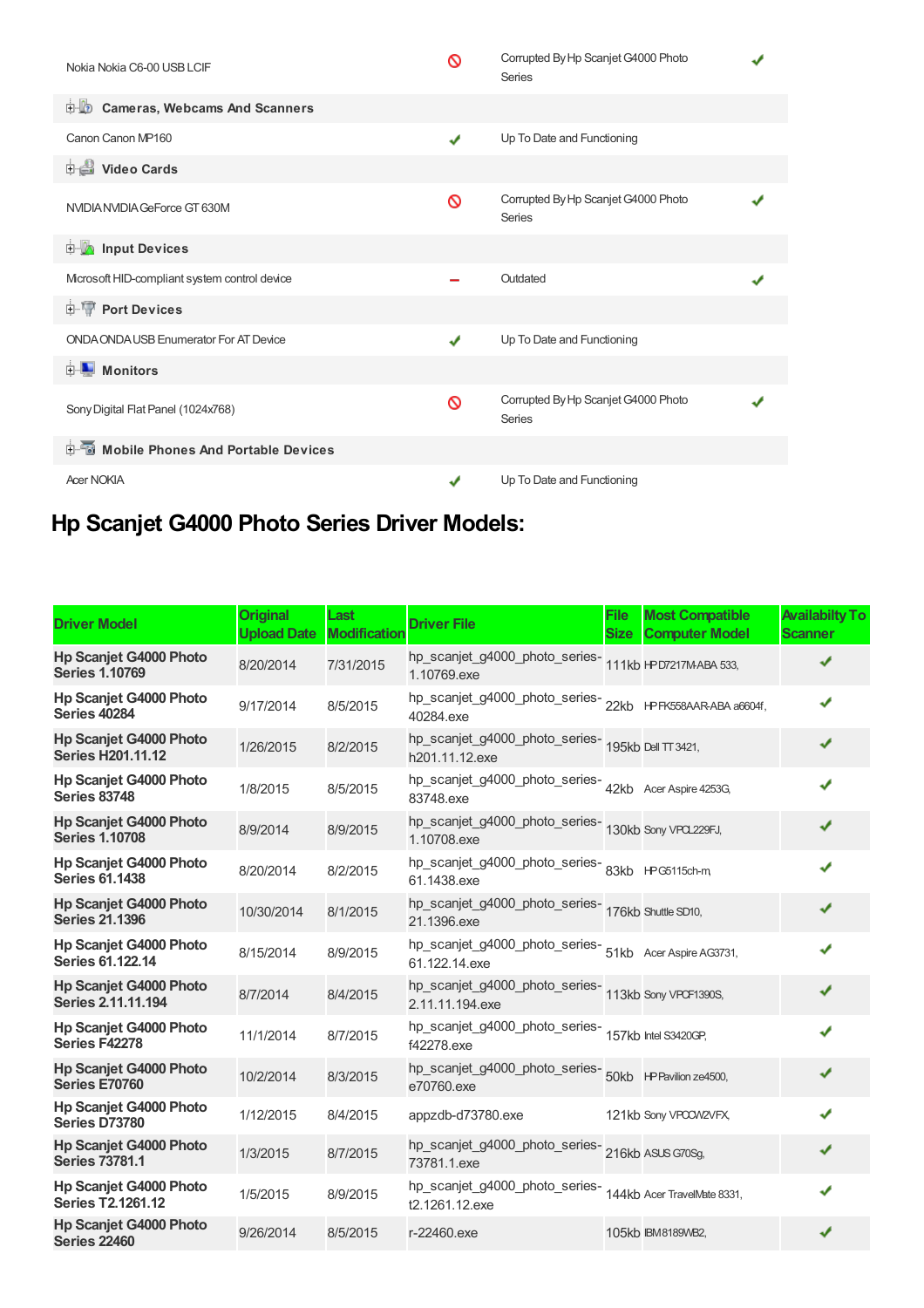| | | | |
|---|---|---|---|
| Nokia Nokia C6-00 USB LCIF | 🚫 | Corrupted By Hp Scanjet G4000 Photo Series | ✔ |
| **Cameras, Webcams And Scanners** | | | |
| Canon Canon MP160 | ✔ | Up To Date and Functioning | |
| **Video Cards** | | | |
| NVIDIA NVIDIA GeForce GT 630M | 🚫 | Corrupted By Hp Scanjet G4000 Photo Series | ✔ |
| **Input Devices** | | | |
| Microsoft HID-compliant system control device | – | Outdated | ✔ |
| **Port Devices** | | | |
| ONDA ONDA USB Enumerator For AT Device | ✔ | Up To Date and Functioning | |
| **Monitors** | | | |
| Sony Digital Flat Panel (1024x768) | 🚫 | Corrupted By Hp Scanjet G4000 Photo Series | ✔ |
| **Mobile Phones And Portable Devices** | | | |
| Acer NOKIA | ✔ | Up To Date and Functioning | |

## Hp Scanjet G4000 Photo Series Driver Models:

| Driver Model | Original Upload Date | Last Modification | Driver File | File Size | Most Compatible Computer Model | Availabilty To Scanner |
|---|---|---|---|---|---|---|
| **Hp Scanjet G4000 Photo Series 1.10769** | 8/20/2014 | 7/31/2015 | hp_scanjet_g4000_photo_series-1.10769.exe | 111kb | HP D7217M-ABA 533, | ✔ |
| **Hp Scanjet G4000 Photo Series 40284** | 9/17/2014 | 8/5/2015 | hp_scanjet_g4000_photo_series-40284.exe | 22kb | HP FK558AAR-ABA a6604f, | ✔ |
| **Hp Scanjet G4000 Photo Series H201.11.12** | 1/26/2015 | 8/2/2015 | hp_scanjet_g4000_photo_series-h201.11.12.exe | 195kb | Dell TT 3421, | ✔ |
| **Hp Scanjet G4000 Photo Series 83748** | 1/8/2015 | 8/5/2015 | hp_scanjet_g4000_photo_series-83748.exe | 42kb | Acer Aspire 4253G, | ✔ |
| **Hp Scanjet G4000 Photo Series 1.10708** | 8/9/2014 | 8/9/2015 | hp_scanjet_g4000_photo_series-1.10708.exe | 130kb | Sony VPCL229FJ, | ✔ |
| **Hp Scanjet G4000 Photo Series 61.1438** | 8/20/2014 | 8/2/2015 | hp_scanjet_g4000_photo_series-61.1438.exe | 83kb | HP G5115ch-m, | ✔ |
| **Hp Scanjet G4000 Photo Series 21.1396** | 10/30/2014 | 8/1/2015 | hp_scanjet_g4000_photo_series-21.1396.exe | 176kb | Shuttle SD10, | ✔ |
| **Hp Scanjet G4000 Photo Series 61.122.14** | 8/15/2014 | 8/9/2015 | hp_scanjet_g4000_photo_series-61.122.14.exe | 51kb | Acer Aspire AG3731, | ✔ |
| **Hp Scanjet G4000 Photo Series 2.11.11.194** | 8/7/2014 | 8/4/2015 | hp_scanjet_g4000_photo_series-2.11.11.194.exe | 113kb | Sony VPCF1390S, | ✔ |
| **Hp Scanjet G4000 Photo Series F42278** | 11/1/2014 | 8/7/2015 | hp_scanjet_g4000_photo_series-f42278.exe | 157kb | Intel S3420GP, | ✔ |
| **Hp Scanjet G4000 Photo Series E70760** | 10/2/2014 | 8/3/2015 | hp_scanjet_g4000_photo_series-e70760.exe | 50kb | HP Pavilion ze4500, | ✔ |
| **Hp Scanjet G4000 Photo Series D73780** | 1/12/2015 | 8/4/2015 | appzdb-d73780.exe | 121kb | Sony VPCCW2VFX, | ✔ |
| **Hp Scanjet G4000 Photo Series 73781.1** | 1/3/2015 | 8/7/2015 | hp_scanjet_g4000_photo_series-73781.1.exe | 216kb | ASUS G70Sg, | ✔ |
| **Hp Scanjet G4000 Photo Series T2.1261.12** | 1/5/2015 | 8/9/2015 | hp_scanjet_g4000_photo_series-t2.1261.12.exe | 144kb | Acer TravelMate 8331, | ✔ |
| **Hp Scanjet G4000 Photo Series 22460** | 9/26/2014 | 8/5/2015 | r-22460.exe | 105kb | IBM8189WB2, | ✔ |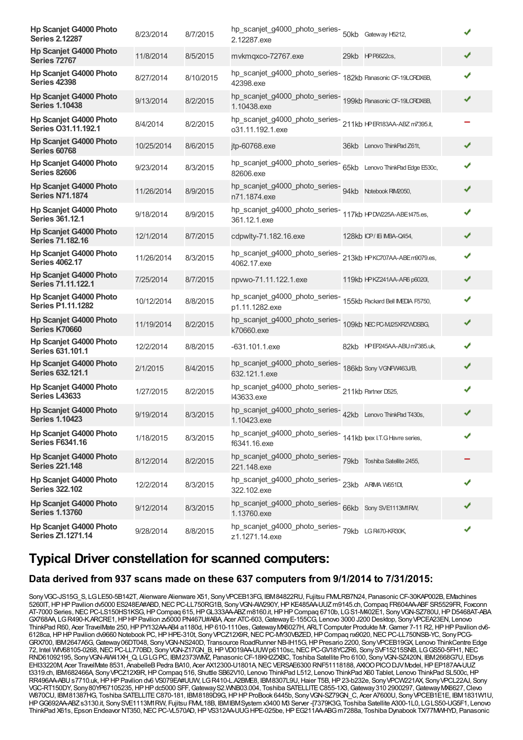| | | | | | | |
|---|---|---|---|---|---|---|
| **Hp Scanjet G4000 Photo Series 2.12287** | 8/23/2014 | 8/7/2015 | hp_scanjet_g4000_photo_series-2.12287.exe | 50kb | Gateway H5212, | ✔ |
| **Hp Scanjet G4000 Photo Series 72767** | 11/8/2014 | 8/5/2015 | mvkmqxco-72767.exe | 29kb | HP P6622cs, | ✔ |
| **Hp Scanjet G4000 Photo Series 42398** | 8/27/2014 | 8/10/2015 | hp_scanjet_g4000_photo_series-42398.exe | 182kb | Panasonic CF-19LCRDX6B, | ✔ |
| **Hp Scanjet G4000 Photo Series 1.10438** | 9/13/2014 | 8/2/2015 | hp_scanjet_g4000_photo_series-1.10438.exe | 199kb | Panasonic CF-19LCRDX6B, | ✔ |
| **Hp Scanjet G4000 Photo Series O31.11.192.1** | 8/4/2014 | 8/2/2015 | hp_scanjet_g4000_photo_series-o31.11.192.1.exe | 211kb | HP ER183AA-ABZ m7395.it, | − |
| **Hp Scanjet G4000 Photo Series 60768** | 10/25/2014 | 8/6/2015 | jtp-60768.exe | 36kb | Lenovo ThinkPad Z61t, | ✔ |
| **Hp Scanjet G4000 Photo Series 82606** | 9/23/2014 | 8/3/2015 | hp_scanjet_g4000_photo_series-82606.exe | 65kb | Lenovo ThinkPad Edge E530c, | ✔ |
| **Hp Scanjet G4000 Photo Series N71.1874** | 11/26/2014 | 8/9/2015 | hp_scanjet_g4000_photo_series-n71.1874.exe | 94kb | Notebook RIM2050, | ✔ |
| **Hp Scanjet G4000 Photo Series 361.12.1** | 9/18/2014 | 8/9/2015 | hp_scanjet_g4000_photo_series-361.12.1.exe | 117kb | HP DW225A-ABE t475.es, | ✔ |
| **Hp Scanjet G4000 Photo Series 71.182.16** | 12/1/2014 | 8/7/2015 | cdpwlty-71.182.16.exe | 128kb | ICP / IEi IMBA-Q454, | ✔ |
| **Hp Scanjet G4000 Photo Series 4062.17** | 11/26/2014 | 8/3/2015 | hp_scanjet_g4000_photo_series-4062.17.exe | 213kb | HP KC707AA-ABE m9079.es, | ✔ |
| **Hp Scanjet G4000 Photo Series 71.11.122.1** | 7/25/2014 | 8/7/2015 | npvwo-71.11.122.1.exe | 119kb | HP KZ241AA-AR6 p6020l, | ✔ |
| **Hp Scanjet G4000 Photo Series P1.11.1282** | 10/12/2014 | 8/8/2015 | hp_scanjet_g4000_photo_series-p1.11.1282.exe | 155kb | Packard Bell IMEDIA F5750, | ✔ |
| **Hp Scanjet G4000 Photo Series K70660** | 11/19/2014 | 8/2/2015 | hp_scanjet_g4000_photo_series-k70660.exe | 109kb | NEC PC-MJ25XRZWDSBG, | ✔ |
| **Hp Scanjet G4000 Photo Series 631.101.1** | 12/2/2014 | 8/8/2015 | -631.101.1.exe | 82kb | HP EP245AA-ABU m7385.uk, | ✔ |
| **Hp Scanjet G4000 Photo Series 632.121.1** | 2/1/2015 | 8/4/2015 | hp_scanjet_g4000_photo_series-632.121.1.exe | 186kb | Sony VGNFW463J/B, | ✔ |
| **Hp Scanjet G4000 Photo Series L43633** | 1/27/2015 | 8/2/2015 | hp_scanjet_g4000_photo_series-l43633.exe | 211kb | Partner D525, | ✔ |
| **Hp Scanjet G4000 Photo Series 1.10423** | 9/19/2014 | 8/3/2015 | hp_scanjet_g4000_photo_series-1.10423.exe | 42kb | Lenovo ThinkPad T430s, | ✔ |
| **Hp Scanjet G4000 Photo Series F6341.16** | 1/18/2015 | 8/3/2015 | hp_scanjet_g4000_photo_series-f6341.16.exe | 141kb | Ipex I.T.G Havre series, | ✔ |
| **Hp Scanjet G4000 Photo Series 221.148** | 8/12/2014 | 8/2/2015 | hp_scanjet_g4000_photo_series-221.148.exe | 79kb | Toshiba Satellite 2455, | − |
| **Hp Scanjet G4000 Photo Series 322.102** | 12/2/2014 | 8/3/2015 | hp_scanjet_g4000_photo_series-322.102.exe | 23kb | ARIMA W651DI, | ✔ |
| **Hp Scanjet G4000 Photo Series 1.13760** | 9/12/2014 | 8/3/2015 | hp_scanjet_g4000_photo_series-1.13760.exe | 66kb | Sony SVE1113M1RW, | ✔ |
| **Hp Scanjet G4000 Photo Series Z1.1271.14** | 9/28/2014 | 8/8/2015 | hp_scanjet_g4000_photo_series-z1.1271.14.exe | 79kb | LG R470-KR30K, | ✔ |

## Typical Driver constellation for scanned computers:

### Data derived from 937 scans made on these 637 computers from 9/1/2014 to 7/31/2015:

Sony VGC-JS15G_S, LG LE50-5B142T, Alienware Alienware X51, Sony VPCEB13FG, IBM 84822RU, Fujitsu FMMLRB7N24, Panasonic CF-30KAP002B, EMachines 5260IT, HP HP Pavilion dv5000 ES248EA#ABD, NEC PC-LL750RG1B, Sony VGN-AW290Y, HP KE485AA-UUZ m9145.ch, Compaq FR604AA-ABF SR5529FR, Foxconn AT-7000 Series, NEC PC-LS150HS1KSG, HP Compaq 615, HP GL333AA-ABZ m8160.it, HP HP Compaq 6710b, LG S1-M402E1, Sony VGN-SZ780U, HP D5468AT-ABA GX768AA, LG R490-K.ARCRE1, HP HP Pavilion zv5000 PN467U#ABA, Acer ATC-603, Gateway E-155CG, Lenovo 3000 J200 Desktop, Sony VPCEA23EN, Lenovo ThinkPad R60, Acer TravelMate 250, HP PY132AA-AB4 a1180d, HP 610-1110es, Gateway MX6027H, ARLT Computer Produkte Mr. Gamer 7-11 R2, HP HP Pavilion dv6-6128ca, HP HP Pavilion dv9660 Notebook PC, HP HPE-310t, Sony VPCZ12X9R, NEC PC-MY30VBZED, HP Compaq nx9020, NEC PC-LL750NSB-YC, Sony PCG-GRX700, IBM 2647A5G, Gateway 06DT048, Sony VGN-NS240D, Transource RoadRunner NB-IH15G, HP Presario 2200, Sony VPCEB19GX, Lenovo ThinkCentre Edge 72, Intel WIV68105-0268, NEC PC-LL770BD, Sony VGN-Z17GN_B, HP VD019AA-UUW p6110sc, NEC PC-GV18YCZR6, Sony SVF15215SNB, LG GS50-5FH1, NEC RND61092195, Sony VGN-AW41XH_Q, LG LG PC, IBM 2373WMZ, Panasonic CF-18KH2ZXBC, Toshiba Satellite Pro 6100, Sony VGN-SZ420N, IBM 2668G7U, EDsys EHI33220M, Acer TravelMate 8531, AnabelleB Pedra BA10, Acer AX12300-U1801A, NEC VERSAE6300 RNF51118188, AXIOO PICO DJV Model, HP EP187AA-UUZ t3319.ch, IBM 682466A, Sony VPCZ12X9R, HP Compaq 516, Shuttle SB62V10, Lenovo ThinkPad L512, Lenovo ThinkPad X60 Tablet, Lenovo ThinkPad SL500c, HP RR496AA-ABU s7710.uk, HP HP Pavilion dv6 VS079EA#UUW, LG R410-L.A2BME8, IBM 8307L9U, Haier T5B, HP 23-b232e, Sony VPCW221AX, Sony VPCL22AJ, Sony VGC-RT150DY, Sony 80YP67105235, HP HP dc5000 SFF, Gateway S2.WNB03.004, Toshiba SATELLITE C855-1X3, Gateway 310 2900297, Gateway MX6627, Clevo W870CU, IBM 81387HG, Toshiba SATELLITE C870-181, IBM 8189D9G, HP HP ProBook 6445b, Sony VGN-SZ79GN_C, Acer A7600U, Sony VPCEB1E1E, IBM 1831W1U, HP GG692AA-ABZ s3130.it, Sony SVE1113M1RW, Fujitsu FMVL18B, IBM IBM System x3400 M3 Server -[7379K3G, Toshiba Satellite A300-1L0, LG LS50-UG5F1, Lenovo ThinkPad X61s, Epson Endeavor NT350, NEC PC-VL570AD, HP VS312AA-UUG HPE-025be, HP EG211AA-ABG m7288a, Toshiba Dynabook TX/77MWHYD, Panasonic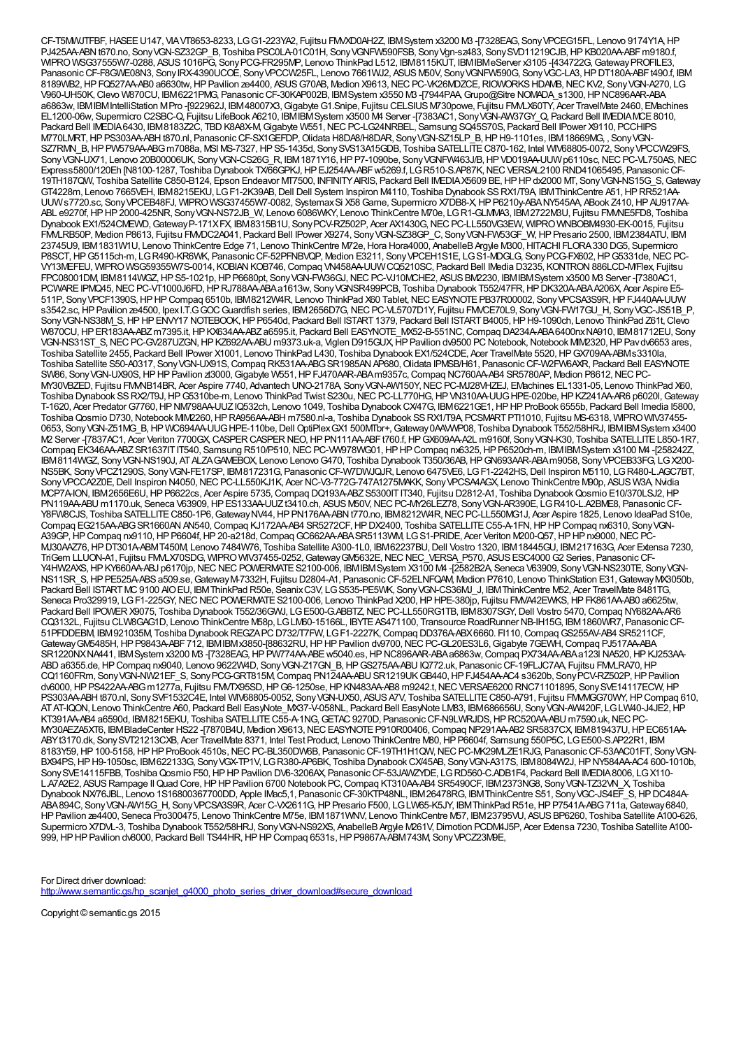CF-T5MWJTFBF, HASEE U147, VIA VT8653-8233, LG G1-223YA2, Fujitsu FMVXD0AH2Z, IBM System x3200 M3 -[7328EAG, Sony VPCEG15FL, Lenovo 9174Y1A, HP PJ425AA-ABN t670.no, Sony VGN-SZ32GP_B, Toshiba PSC0LA-01C01H, Sony VGNFW590FSB, Sony Vgn-sz483, Sony SVD11219CJB, HP KB020AA-ABF m9180.f, WIPRO WSG37555W7-0288, ASUS 1016PG, Sony PCG-FR295MP, Lenovo ThinkPad L512, IBM 8115KUT, IBM IBM eServer x3105 -[434722G, Gateway PROFILE3, Panasonic CF-F8GWE08N3, Sony IRX-4390UCOE, Sony VPCCW25FL, Lenovo 7661WJ2, ASUS M50V, Sony VGNFW590G, Sony VGC-LA3, HP DT180A-ABF t490.f, IBM 8189WB2, HP FQ527AA-AB0 a6630tw, HP Pavilion ze4400, ASUS G70AB, Medion X9613, NEC PC-VK26MDZCE, RIOWORKS HDAMB, NEC KV2, Sony VGN-A270, LG V960-UH50K, Clevo W870CU, IBM 6221PMG, Panasonic CF-30KAP002B, IBM System x3550 M3 -[7944PAA, Grupo@Sitre NOMADA_s1300, HP NC896AAR-ABA a6863w, IBM IBM IntelliStation M Pro -[922962J, IBM 48007X3, Gigabyte G1.Snipe, Fujitsu CELSIUS M730powe, Fujitsu FMVLX60TY, Acer TravelMate 2460, EMachines EL1200-06w, Supermicro C2SBC-Q, Fujitsu LifeBook A6210, IBM IBM System x3500 M4 Server -[7383AC1, Sony VGN-AW37GY_Q, Packard Bell IMEDIA MCE 8010, Packard Bell IMEDIA 6430, IBM 8183Z2C, TBD K8A8X-M, Gigabyte W551, NEC PC-LG24NRBEL, Samsung SQ45S70S, Packard Bell IPower X9110, PCCHIPS M770LMRT, HP PS303AA-ABH t870.nl, Panasonic CF-SX1GEFDP, Olidata H8DA8/H8DAR, Sony VGN-SZ15LP_B, HP H9-1101es, IBM 18669MG, , Sony VGN-SZ7RMN_B, HP PW579AA-ABG m7088a, MSI MS-7327, HP S5-1435d, Sony SVS13A15GDB, Toshiba SATELLITE C870-162, Intel WIV68805-0072, Sony VPCCW29FS, Sony VGN-UX71, Lenovo 20B00006UK, Sony VGN-CS26G_R, IBM 1871Y16, HP P7-1090be, Sony VGNFW463J/B, HP VD019AA-UUW p6110sc, NEC PC-VL750AS, NEC Express5800/120Eh [N8100-1287, Toshiba Dynabook TX/66GPKJ, HP EJ254AA-ABF w5269.f, LG R510-S.AP87K, NEC VERSAL2100 RND41065495, Panasonic CF-19TH187QW, Toshiba Satellite C850-B124, Epson Endeavor MT7500, INFINITY AIRIS, Packard Bell IMEDIA X5609 BE, HP HP dx2000 MT, Sony VGN-NS15G_S, Gateway GT4228m, Lenovo 7665VEH, IBM 8215EKU, LG F1-2K39AB, Dell Dell System Inspiron M4110, Toshiba Dynabook SS RX1/T9A, IBM ThinkCentre A51, HP RR521AA-UUW s7720.sc, Sony VPCEB48FJ, WIPRO WSG37455W7-0082, Systemax Si X58 Game, Supermicro X7DB8-X, HP P6210y-ABA NY545AA, ABook Z410, HP AU917AA-ABL e9270f, HP HP 2000-425NR, Sony VGN-NS72JB_W, Lenovo 6086WKY, Lenovo ThinkCentre M70e, LG R1-GLMMA3, IBM 2722M3U, Fujitsu FMVNE5FD8, Toshiba Dynabook EX1/524CMEWD, Gateway P-171X FX, IBM 8315B1U, Sony PCV-RZ502P, Acer AX1430G, NEC PC-LL550VG3EW, WIPRO WNBOBM4930-EK-0015, Fujitsu FMVLRB50P, Medion P8613, Fujitsu FMVDC2A041, Packard Bell IPower X9274, Sony VGN-SZ38GP_C, Sony VGN-FW53GF_W, HP Presario 2500, IBM 2384ATU, IBM 23745U9, IBM 1831W1U, Lenovo ThinkCentre Edge 71, Lenovo ThinkCentre M72e, Hora Hora4000, AnabelleB Argyle M300, HITACHI FLORA 330 DG5, Supermicro P8SCT, HP G5115ch-m, LG R490-KR6WK, Panasonic CF-52PFNBVQP, Medion E3211, Sony VPCEH1S1E, LG S1-MDGLG, Sony PCG-FX602, HP G5331de, NEC PC-VY13MEFEU, WIPRO WSG59355W7S-0014, KOBIAN KOB746, Compaq VN458AA-UUW CQ5210SC, Packard Bell IMedia D3235, KONTRON 886LCD-M/Flex, Fujitsu FPC08001DM, IBM 8114WGZ, HP S5-1021p, HP P6680pt, Sony VGN-FW36GJ, NEC PC-VJ10MCHE2, ASUS BM2230, IBM IBM System x3500 M3 Server -[7380AC1, PCWARE IPMQ45, NEC PC-VT1000J6FD, HP RJ788AA-ABA a1613w, Sony VGNSR499PCB, Toshiba Dynabook T552/47FR, HP DK320A-ABA A206X, Acer Aspire E5-511P, Sony VPCF1390S, HP HP Compaq 6510b, IBM 8212W4R, Lenovo ThinkPad X60 Tablet, NEC EASYNOTE PB37R00002, Sony VPCSA3S9R, HP FJ440AA-UUW s3542.sc, HP Pavilion ze4500, Ipex I.T.G GOC Guardfish series, IBM 2656D7G, NEC PC-VL5707D1Y, Fujitsu FMVCE70L9, Sony VGN-FW17GU_H, Sony VGC-JS51B_P, Sony VGN-NS38M_S, HP HP ENVY17 NOTEBOOK, HP P6540d, Packard Bell ISTART 1379, Packard Bell ISTART B4005, HP H9-1090ch, Lenovo ThinkPad Z61t, Clevo W870CU, HP ER183AA-ABZ m7395.it, HP KX634AA-ABZ a6595.it, Packard Bell EASYNOTE_MX52-B-551NC, Compaq DA234A-ABA 6400nx NA910, IBM 81712EU, Sony VGN-NS31ST_S, NEC PC-GV287UZGN, HP KZ692AA-ABU m9373.uk-a, Viglen D915GUX, HP Pavilion dv9500 PC Notebook, Notebook MIM2320, HP Pav dv6653 ares, Toshiba Satellite 2455, Packard Bell IPower X1001, Lenovo ThinkPad L430, Toshiba Dynabook EX1/524CDE, Acer TravelMate 5520, HP GX709AA-ABM s3310la, Toshiba Satellite S50-A0317, Sony VGN-UX91S, Compaq RK531AA-ABG SR1985AN AP680, Olidata IPMSB/H61, Panasonic CF-W2FW6AXR, Packard Bell EASYNOTE SW86, Sony VGN-UX90S, HP HP Pavilion zt3000, Gigabyte W551, HP FJ470AAR-ABA m9357c, Compaq NC760AA-AB4 SR5780AP, Medion P8612, NEC PC-MY30VBZED, Fujitsu FMVNB14BR, Acer Aspire 7740, Advantech UNO-2178A, Sony VGN-AW150Y, NEC PC-MJ28VHZEJ, EMachines EL1331-05, Lenovo ThinkPad X60, Toshiba Dynabook SS RX2/T9J, HP G5310be-m, Lenovo ThinkPad Twist S230u, NEC PC-LL770HG, HP VN310AA-UUG HPE-020be, HP KZ241AA-AR6 p6020l, Gateway T-1620, Acer Predator G7760, HP NM798AA-UUZ IQ532ch, Lenovo 1049, Toshiba Dynabook CX/47G, IBM 6221GE1, HP HP ProBook 6555b, Packard Bell Imedia I5800, Toshiba Qosmio D730, Notebook MIM2260, HP RA956AA-ABH m7580.nl-a, Toshiba Dynabook SS RX1/T9A, PCSMART PTI1010, Fujitsu MS-6318, WIPRO WIV37455-0653, Sony VGN-Z51MG_B, HP WC694AA-UUG HPE-110be, Dell OptiPlex GX1 500MTbr+, Gateway 0AAWP08, Toshiba Dynabook T552/58HRJ, IBM IBM System x3400 M2 Server -[7837AC1, Acer Veriton 7700GX, CASPER CASPER NEO, HP PN111AA-ABF t760.f, HP GX609AA-A2L m9160f, Sony VGN-K30, Toshiba SATELLITE L850-1R7, Compaq EK346AA-ABZ SR1637IT IT540, Samsung R510/P510, NEC PC-VW978WG01, HP HP Compaq nx6325, HP P6520ch-m, IBM IBM System x3100 M4 -[258242Z, IBM 8114WGZ, Sony VGN-NS190J, AT ALZA GAMEBOX, Lenovo Lenovo G470, Toshiba Dynabook T350/36AB, HP GN693AAR-ABA m9058, Sony VPCEB33FG, LG X200-NS5BK, Sony VPCZ1290S, Sony VGN-FE17SP, IBM 817231G, Panasonic CF-W7DWJQJR, Lenovo 6475VE6, LG F1-2242HS, Dell Inspiron M5110, LG R480-L.AGC7BT, Sony VPCCA2Z0E, Dell Inspiron N4050, NEC PC-LL550KJ1K, Acer NC-V3-772G-747A1275MAKK, Sony VPCSA4AGX, Lenovo ThinkCentre M90p, ASUS W3A, Nvidia MCP7A-ION, IBM 2656E6U, HP P6622cs, Acer Aspire 5735, Compaq DQ193A-ABZ S5300IT IT340, Fujitsu D2812-A1, Toshiba Dynabook Qosmio E10/370LSJ2, HP PN119AA-ABU m1170.uk, Seneca V63909, HP ES133AA-UUZ t3410.ch, ASUS M50V, NEC PC-MY26LEZ78, Sony VGN-AR390E, LG R410-L.A2BME8, Panasonic CF-Y8FW8CJS, Toshiba SATELLITE C850-1P6, Gateway NV44, HP PN176AA-ABN t770.no, IBM 8212W4R, NEC PC-LL550MG1J, Acer Aspire 1825, Lenovo IdeaPad S10e, Compaq EG215AA-ABG SR1660AN AN540, Compaq KJ172AA-AB4 SR5272CF, HP DX2400, Toshiba SATELLITE C55-A-1FN, HP HP Compaq nx6310, Sony VGN-A39GP, HP Compaq nx9110, HP P6604f, HP 20-a218d, Compaq GC662AA-ABA SR5113WM, LG S1-PRIDE, Acer Veriton M200-Q57, HP HP nx9000, NEC PC-MJ30AAZ76, HP DT301A-ABM T450M, Lenovo 7484W76, Toshiba Satellite A300-1L0, IBM 62237BU, Dell Vostro 1320, IBM 18445GU, IBM 217163G, Acer Extensa 7230, TriGem LLUON-A1, Fujitsu FMVLX70SDG, WIPRO WIV37455-0252, Gateway GM5632E, NEC NEC_VERSA_P570, ASUS ESC4000 G2 Series, Panasonic CF-Y4HW2AXS, HP KY660AA-ABJ p6170jp, NEC NEC POWERMATE S2100-006, IBM IBM System X3100 M4 -[2582B2A, Seneca V63909, Sony VGN-NS230TE, Sony VGN-NS11SR_S, HP PE525A-ABS a509.se, Gateway M-7332H, Fujitsu D2804-A1, Panasonic CF-52ELNFQAM, Medion P7610, Lenovo ThinkStation E31, Gateway MX3050b, Packard Bell ISTART MC 9100 AIO EU, IBM ThinkPad R50e, Seanix C3V, LG S535-PE5WK, Sony VGN-CS36MJ_J, IBM ThinkCentre M52, Acer TravelMate 8481TG, Seneca Pro329919, LG F1-225GY, NEC NEC POWERMATE S2100-006, Lenovo ThinkPad X200, HP HPE-380jp, Fujitsu FMVA42EWKS, HP FK861AA-AB0 a6625tw, Packard Bell IPOWER X9075, Toshiba Dynabook T552/36GWJ, LG E500-G.ABBTZ, NEC PC-LL550RG1TB, IBM 8307SGY, Dell Vostro 5470, Compaq NY682AA-AR6 CQ3132L, Fujitsu CLW8GAG1D, Lenovo ThinkCentre M58p, LG LM60-15166L, IBYTE AS471100, Transource RoadRunner NB-IH15G, IBM 1860WR7, Panasonic CF-51PFDDEBM, IBM 921035M, Toshiba Dynabook REGZA PC D732/T7FW, LG F1-2227K, Compaq DD376A-ABX 6660. FI110, Compaq GS255AV-AB4 SR5211CF, Gateway GM5485H, HP P9843A-ABF 712, IBM IBM x3850-[88632RU, HP HP Pavilion dv9700, NEC PC-GL20ES3L6, Gigabyte 7GEWH, Compaq PJ517AA-ABA SR1220NX NA441, IBM System x3200 M3 -[7328EAG, HP PW774AA-ABE w5040.es, HP NC896AAR-ABA a6863w, Compaq PX734AA-ABA a123l NA520, HP KJ253AA-ABD a6355.de, HP Compaq nx9040, Lenovo 9622W4D, Sony VGN-Z17GN_B, HP GS275AA-ABU IQ772.uk, Panasonic CF-19FLJC7AA, Fujitsu FMVLRA70, HP CQ1160FRm, Sony VGN-NW21EF_S, Sony PCG-GRT815M, Compaq PN124AA-ABU SR1219UK GB440, HP FJ454AA-AC4 s3620b, Sony PCV-RZ502P, HP Pavilion dv6000, HP PS422AA-ABG m1277a, Fujitsu FMVTX95SD, HP G6-1250se, HP KN483AA-AB8 m9242.t, NEC VERSAE6200 RNC71101895, Sony SVE14117ECW, HP PS303AA-ABH t870.nl, Sony SVF1532C4E, Intel WIV68805-0052, Sony VGN-UX50, ASUS A7V, Toshiba SATELLITE C850-A791, Fujitsu FMVMGG70WY, HP Compaq 610, AT AT-IQON, Lenovo ThinkCentre A60, Packard Bell EasyNote_MX37-V-058NL, Packard Bell EasyNote LM83, IBM 686656U, Sony VGN-AW420F, LG LW40-J4JE2, HP KT391AA-AB4 a6590d, IBM 8215EKU, Toshiba SATELLITE C55-A-1NG, GETAC 9270D, Panasonic CF-N9LWRJDS, HP RC520AA-ABU m7590.uk, NEC PC-MY30AEZA5XT6, IBM BladeCenter HS22 -[7870B4U, Medion X9613, NEC EASYNOTE P910R00406, Compaq NP291AA-AB2 SR5837CX, IBM 819437U, HP EC651AA-ABY t3170.dk, Sony SVT21213CXB, Acer TravelMate 8371, Intel Test Product, Lenovo ThinkCentre M80, HP P6604f, Samsung 550P5C, LG E500-S.AP22R1, IBM 8183Y59, HP HP 100-5158, HP HP ProBook 4510s, NEC PC-BL350DW6B, Panasonic CF-19TH1H1QW, NEC PC-MK29MLZE1RJG, Panasonic CF-53AAC01FT, Sony VGN-BX94PS, HP H9-1050sc, IBM 622133G, Sony VGX-TP1V, LG R380-AP6BK, Toshiba Dynabook CX/45AB, Sony VGN-A317S, IBM 8084W2J, HP NY584AA-AC4 600-1010b, Sony SVE14115FBB, Toshiba Qosmio F50, HP HP Pavilion DV6-3206AX, Panasonic CF-53JAWZYDE, LG RD560-C.ADB1F4, Packard Bell IMEDIA 8006, LG X110-L.A7A2E2, ASUS Rampage II Quad Core, HP HP Pavilion 6700 Notebook PC, Compaq KT310AA-AB4 SR5490CF, IBM 2373NG8, Sony VGN-TZ32VN_X, Toshiba Dynabook NX/76JBL, Lenovo 3S16800367700DD, Apple IMac5,1, Panasonic CF-30KTP48NL, IBM 26478RG, IBM ThinkCentre S51, Sony VGC-JS4EF_S, HP DC484A-ABA 894C, Sony VGN-AW15G_H, Sony VPCSA3S9R, Acer C-VX2611G, HP Presario F500, LG LW65-K5JY, IBM ThinkPad R51e, HP P7541A-ABG 711a, Gateway 6840, HP Pavilion ze4400, Seneca Pro300475, Lenovo ThinkCentre M75e, IBM 1871WNV, Lenovo ThinkCentre M57, IBM 23795VU, ASUS BP6260, Toshiba Satellite A100-626, Supermicro X7DVL-3, Toshiba Dynabook T552/58HRJ, Sony VGN-NS92XS, AnabelleB Argyle M261V, Dimotion PCDM4J5P, Acer Extensa 7230, Toshiba Satellite A100-999, HP HP Pavilion dv8000, Packard Bell TS44HR, HP HP Compaq 6531s, HP P9867A-ABM 743M, Sony VPCZ23M9E,

For Direct driver download:
[http://www.semantic.gs/hp_scanjet_g4000_photo_series_driver_download#secure_download](http://www.semantic.gs/hp_scanjet_g4000_photo_series_driver_download#secure_download)

Copyright © semantic.gs 2015